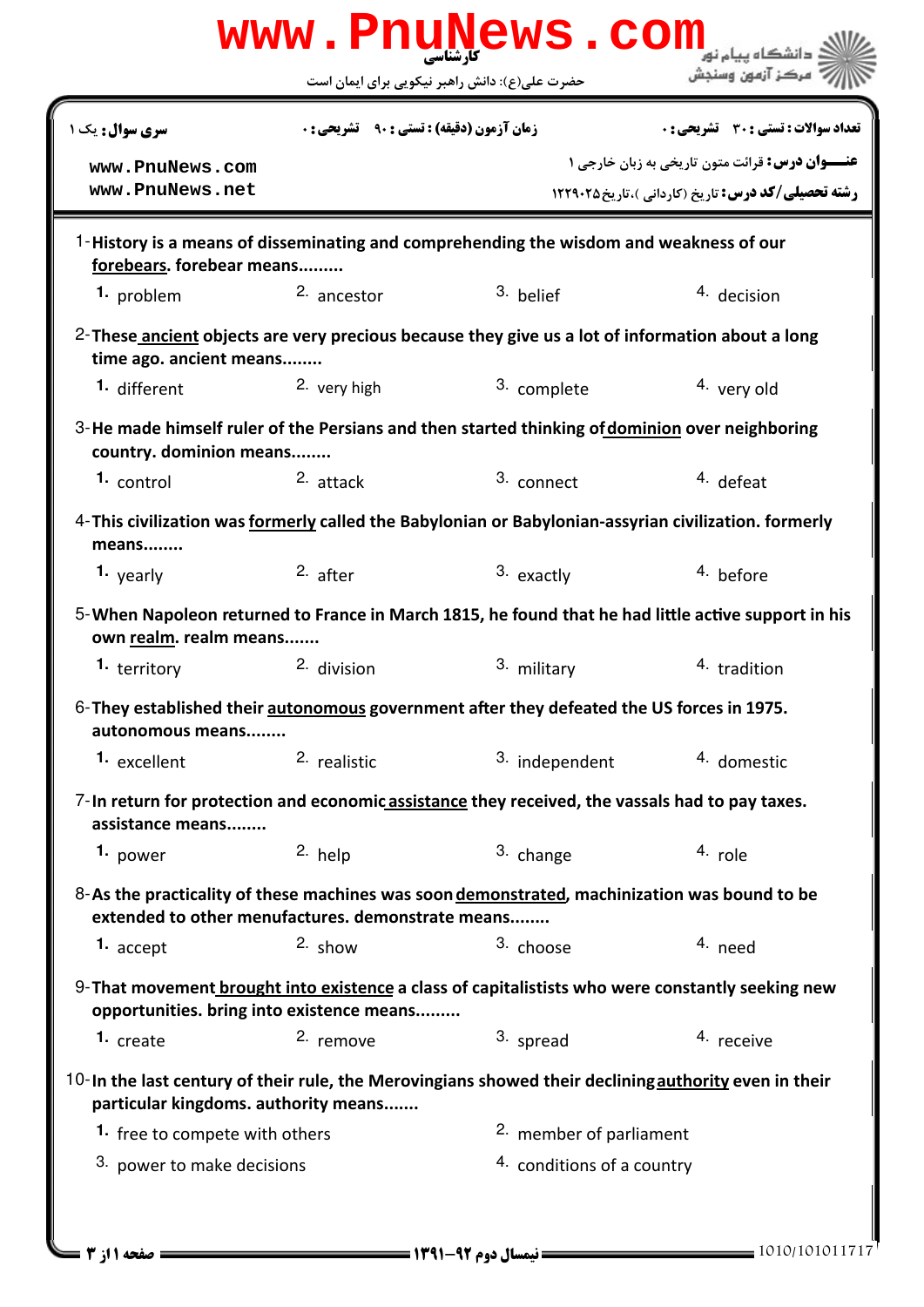www.PnuNews.com

کارشناسی

حضرت علی(ع): دانش راهبر نیکویی برای ایمان است

دانشگاه پیام نور
مرکز آزمون وسنجش

| سری سوال: یک ۱ | زمان آزمون (دقیقه) : تستی : ۹۰ تشریحی : ۰ | تعداد سوالات : تستی : ۳۰ تشریحی : ۰ |
|---|---|---|
| www.PnuNews.com<br>www.PnuNews.net | | عنـــوان درس: قرائت متون تاریخی به زبان خارجی ۱<br>رشته تحصیلی/کد درس: تاریخ (کاردانی )،تاریخ۱۲۲۹۰۲۵ |

1- **History is a means of disseminating and comprehending the wisdom and weakness of our forebears. forebear means.........**

1. problem 2. ancestor 3. belief 4. decision

2- **These ancient objects are very precious because they give us a lot of information about a long time ago. ancient means........**

1. different 2. very high 3. complete 4. very old

3- **He made himself ruler of the Persians and then started thinking of dominion over neighboring country. dominion means........**

1. control 2. attack 3. connect 4. defeat

4- **This civilization was formerly called the Babylonian or Babylonian-assyrian civilization. formerly means........**

1. yearly 2. after 3. exactly 4. before

5- **When Napoleon returned to France in March 1815, he found that he had little active support in his own realm. realm means.......**

1. territory 2. division 3. military 4. tradition

6- **They established their autonomous government after they defeated the US forces in 1975. autonomous means........**

1. excellent 2. realistic 3. independent 4. domestic

7- **In return for protection and economic assistance they received, the vassals had to pay taxes. assistance means........**

1. power 2. help 3. change 4. role

8- **As the practicality of these machines was soon demonstrated, machinization was bound to be extended to other menufactures. demonstrate means........**

1. accept 2. show 3. choose 4. need

9- **That movement brought into existence a class of capitalistists who were constantly seeking new opportunities. bring into existence means.........**

1. create 2. remove 3. spread 4. receive

10- **In the last century of their rule, the Merovingians showed their declining authority even in their particular kingdoms. authority means.......**

1. free to compete with others
2. member of parliament
3. power to make decisions
4. conditions of a country

نیمسال دوم ۹۲-۱۳۹۱

1010/101011717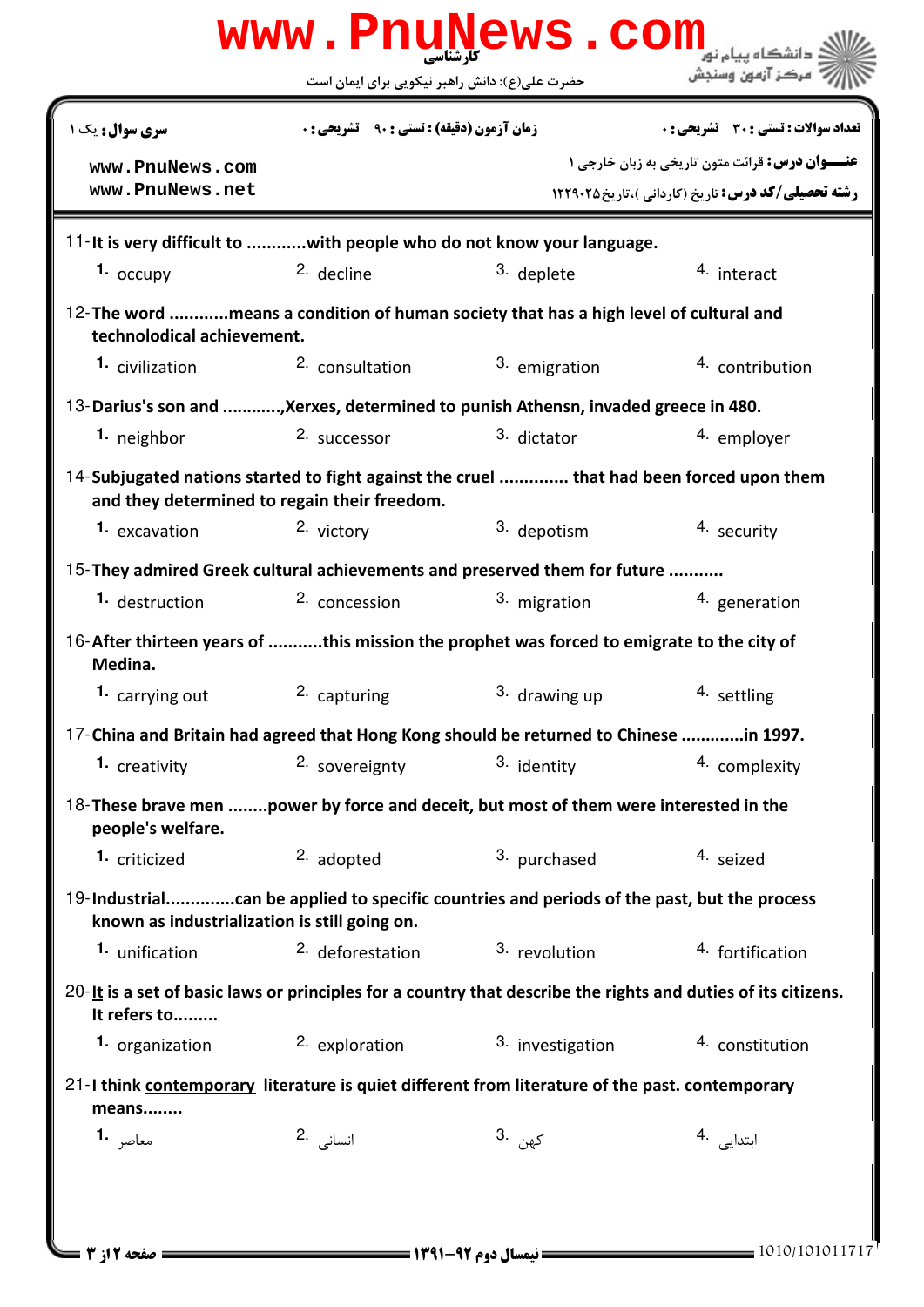| سری سوال: یک ۱ | زمان آزمون (دقیقه) : تستی : ۹۰ تشریحی : ۰ | تعداد سوالات : تستی : ۳۰ تشریحی : ۰ |
|---|---|---|
| www.PnuNews.com www.PnuNews.net | | عنـــوان درس: قرائت متون تاریخی به زبان خارجی ۱ |
| | | رشته تحصیلی/کد درس: تاریخ (کاردانی )،تاریخ۱۲۲۹۰۲۵ |

11-It is very difficult to ............with people who do not know your language.

1. occupy
2. decline
3. deplete
4. interact

12-The word ............means a condition of human society that has a high level of cultural and technolodical achievement.

1. civilization
2. consultation
3. emigration
4. contribution

13-Darius's son and ............,Xerxes, determined to punish Athensn, invaded greece in 480.

1. neighbor
2. successor
3. dictator
4. employer

14-Subjugated nations started to fight against the cruel .............. that had been forced upon them and they determined to regain their freedom.

1. excavation
2. victory
3. depotism
4. security

15-They admired Greek cultural achievements and preserved them for future ...........

1. destruction
2. concession
3. migration
4. generation

16-After thirteen years of ...........this mission the prophet was forced to emigrate to the city of Medina.

1. carrying out
2. capturing
3. drawing up
4. settling

17-China and Britain had agreed that Hong Kong should be returned to Chinese .............in 1997.

1. creativity
2. sovereignty
3. identity
4. complexity

18-These brave men ........power by force and deceit, but most of them were interested in the people's welfare.

1. criticized
2. adopted
3. purchased
4. seized

19-Industrial.............can be applied to specific countries and periods of the past, but the process known as industrialization is still going on.

1. unification
2. deforestation
3. revolution
4. fortification

20-It is a set of basic laws or principles for a country that describe the rights and duties of its citizens. It refers to.........

1. organization
2. exploration
3. investigation
4. constitution

21-I think contemporary literature is quiet different from literature of the past. contemporary means........

1. معاصر
2. انسانی
3. کهن
4. ابتدایی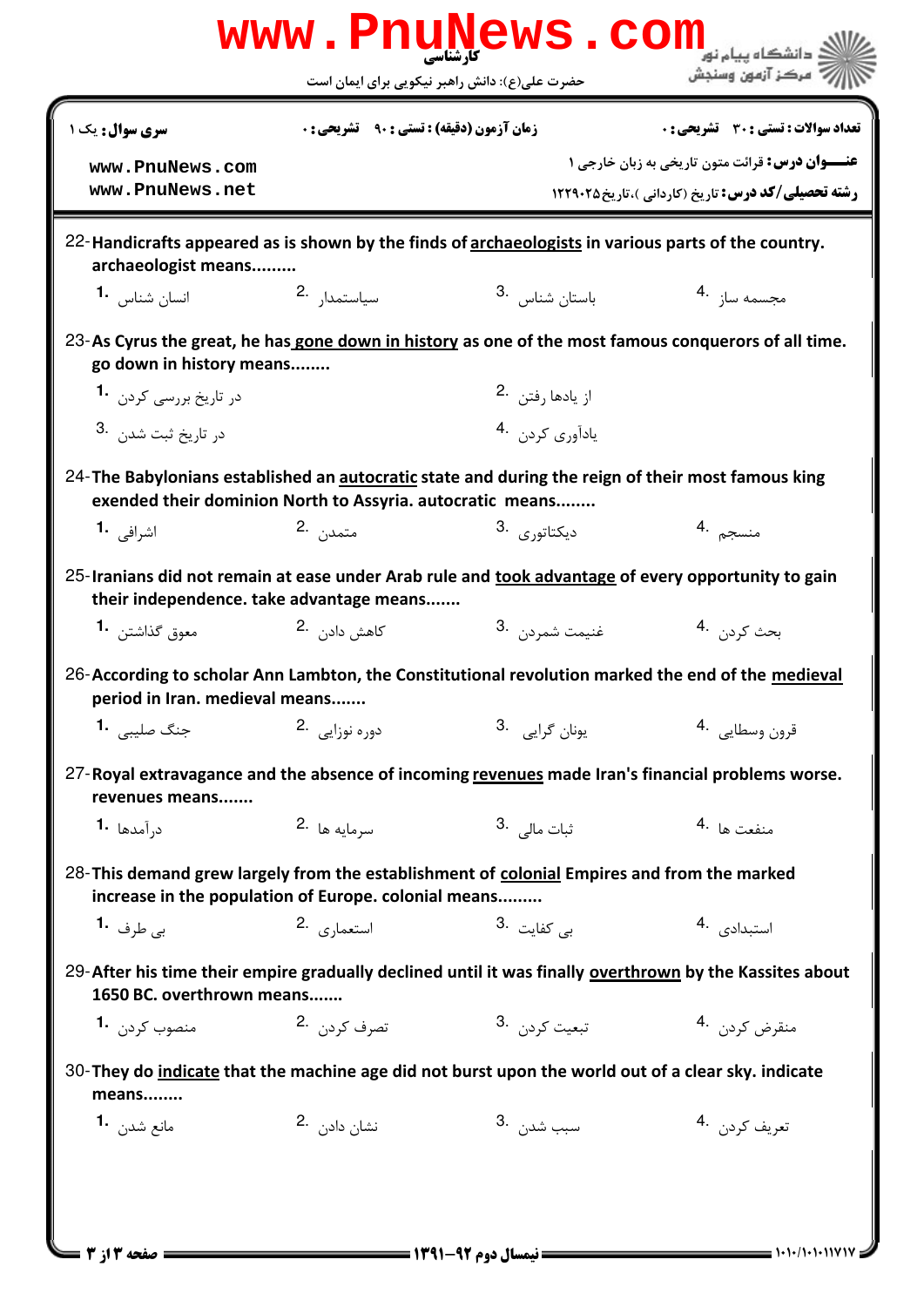22- Handicrafts appeared as is shown by the finds of archaeologists in various parts of the country. archaeologist means.........

1. انسان شناس
2. سیاستمدار
3. باستان شناس
4. مجسمه ساز

23- As Cyrus the great, he has gone down in history as one of the most famous conquerors of all time. go down in history means........

1. در تاریخ بررسی کردن
2. از یادها رفتن
3. در تاریخ ثبت شدن
4. یادآوری کردن

24- The Babylonians established an autocratic state and during the reign of their most famous king exended their dominion North to Assyria. autocratic means........

1. اشرافی
2. متمدن
3. دیکتاتوری
4. منسجم

25- Iranians did not remain at ease under Arab rule and took advantage of every opportunity to gain their independence. take advantage means.......

1. معوق گذاشتن
2. کاهش دادن
3. غنیمت شمردن
4. بحث کردن

26- According to scholar Ann Lambton, the Constitutional revolution marked the end of the medieval period in Iran. medieval means.......

1. جنگ صلیبی
2. دوره نوزایی
3. یونان گرایی
4. قرون وسطایی

27- Royal extravagance and the absence of incoming revenues made Iran's financial problems worse. revenues means.......

1. درآمدها
2. سرمایه ها
3. ثبات مالی
4. منفعت ها

28- This demand grew largely from the establishment of colonial Empires and from the marked increase in the population of Europe. colonial means.........

1. بی طرف
2. استعماری
3. بی کفایت
4. استبدادی

29- After his time their empire gradually declined until it was finally overthrown by the Kassites about 1650 BC. overthrown means.......

1. منصوب کردن
2. تصرف کردن
3. تبعیت کردن
4. منقرض کردن

30- They do indicate that the machine age did not burst upon the world out of a clear sky. indicate means........

1. مانع شدن
2. نشان دادن
3. سبب شدن
4. تعریف کردن